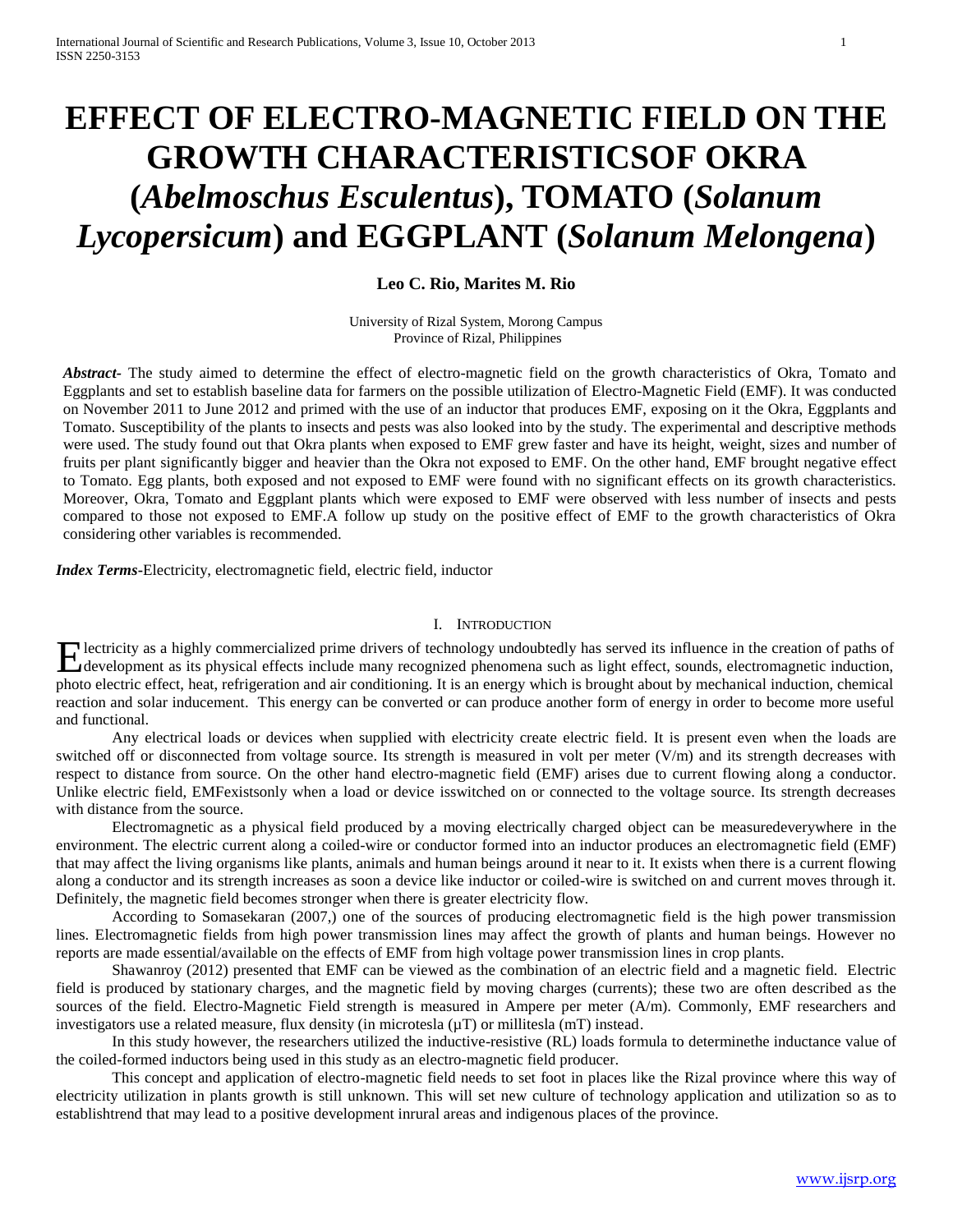# EFFECT OF ELECTRO-MAGNETIC FIELD ON THE GROWTH CHARACTERISTICSOF OKRA (*Abelmoschus Esculentus*), TOMATO (*Solanum Lycopersicum*) and EGGPLANT (*Solanum Melongena*)

**Leo C. Rio, Marites M. Rio**

University of Rizal System, Morong Campus
Province of Rizal, Philippines

***Abstract-*** The study aimed to determine the effect of electro-magnetic field on the growth characteristics of Okra, Tomato and Eggplants and set to establish baseline data for farmers on the possible utilization of Electro-Magnetic Field (EMF). It was conducted on November 2011 to June 2012 and primed with the use of an inductor that produces EMF, exposing on it the Okra, Eggplants and Tomato. Susceptibility of the plants to insects and pests was also looked into by the study. The experimental and descriptive methods were used. The study found out that Okra plants when exposed to EMF grew faster and have its height, weight, sizes and number of fruits per plant significantly bigger and heavier than the Okra not exposed to EMF. On the other hand, EMF brought negative effect to Tomato. Egg plants, both exposed and not exposed to EMF were found with no significant effects on its growth characteristics. Moreover, Okra, Tomato and Eggplant plants which were exposed to EMF were observed with less number of insects and pests compared to those not exposed to EMF.A follow up study on the positive effect of EMF to the growth characteristics of Okra considering other variables is recommended.

***Index Terms-***Electricity, electromagnetic field, electric field, inductor

## I. Introduction

Electricity as a highly commercialized prime drivers of technology undoubtedly has served its influence in the creation of paths of development as its physical effects include many recognized phenomena such as light effect, sounds, electromagnetic induction, photo electric effect, heat, refrigeration and air conditioning. It is an energy which is brought about by mechanical induction, chemical reaction and solar inducement. This energy can be converted or can produce another form of energy in order to become more useful and functional.

Any electrical loads or devices when supplied with electricity create electric field. It is present even when the loads are switched off or disconnected from voltage source. Its strength is measured in volt per meter (V/m) and its strength decreases with respect to distance from source. On the other hand electro-magnetic field (EMF) arises due to current flowing along a conductor. Unlike electric field, EMFexistsonly when a load or device isswitched on or connected to the voltage source. Its strength decreases with distance from the source.

Electromagnetic as a physical field produced by a moving electrically charged object can be measuredeverywhere in the environment. The electric current along a coiled-wire or conductor formed into an inductor produces an electromagnetic field (EMF) that may affect the living organisms like plants, animals and human beings around it near to it. It exists when there is a current flowing along a conductor and its strength increases as soon a device like inductor or coiled-wire is switched on and current moves through it. Definitely, the magnetic field becomes stronger when there is greater electricity flow.

According to Somasekaran (2007,) one of the sources of producing electromagnetic field is the high power transmission lines. Electromagnetic fields from high power transmission lines may affect the growth of plants and human beings. However no reports are made essential/available on the effects of EMF from high voltage power transmission lines in crop plants.

Shawanroy (2012) presented that EMF can be viewed as the combination of an electric field and a magnetic field. Electric field is produced by stationary charges, and the magnetic field by moving charges (currents); these two are often described as the sources of the field. Electro-Magnetic Field strength is measured in Ampere per meter (A/m). Commonly, EMF researchers and investigators use a related measure, flux density (in microtesla (μT) or millitesla (mT) instead.

In this study however, the researchers utilized the inductive-resistive (RL) loads formula to determinethe inductance value of the coiled-formed inductors being used in this study as an electro-magnetic field producer.

This concept and application of electro-magnetic field needs to set foot in places like the Rizal province where this way of electricity utilization in plants growth is still unknown. This will set new culture of technology application and utilization so as to establishtrend that may lead to a positive development inrural areas and indigenous places of the province.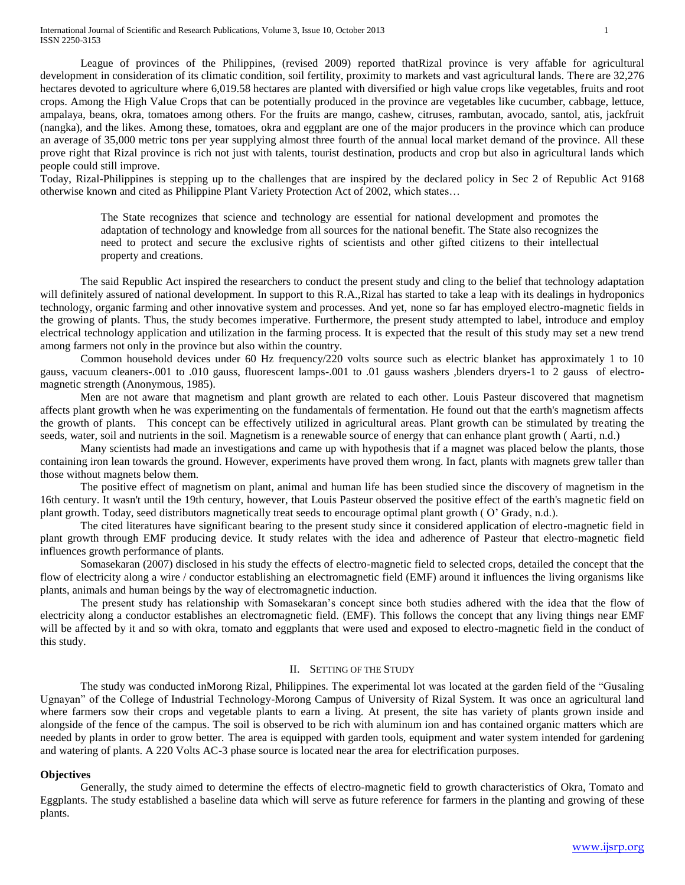League of provinces of the Philippines, (revised 2009) reported thatRizal province is very affable for agricultural development in consideration of its climatic condition, soil fertility, proximity to markets and vast agricultural lands. There are 32,276 hectares devoted to agriculture where 6,019.58 hectares are planted with diversified or high value crops like vegetables, fruits and root crops. Among the High Value Crops that can be potentially produced in the province are vegetables like cucumber, cabbage, lettuce, ampalaya, beans, okra, tomatoes among others. For the fruits are mango, cashew, citruses, rambutan, avocado, santol, atis, jackfruit (nangka), and the likes. Among these, tomatoes, okra and eggplant are one of the major producers in the province which can produce an average of 35,000 metric tons per year supplying almost three fourth of the annual local market demand of the province. All these prove right that Rizal province is rich not just with talents, tourist destination, products and crop but also in agricultural lands which people could still improve.

Today, Rizal-Philippines is stepping up to the challenges that are inspired by the declared policy in Sec 2 of Republic Act 9168 otherwise known and cited as Philippine Plant Variety Protection Act of 2002, which states…

> The State recognizes that science and technology are essential for national development and promotes the adaptation of technology and knowledge from all sources for the national benefit. The State also recognizes the need to protect and secure the exclusive rights of scientists and other gifted citizens to their intellectual property and creations.

The said Republic Act inspired the researchers to conduct the present study and cling to the belief that technology adaptation will definitely assured of national development. In support to this R.A.,Rizal has started to take a leap with its dealings in hydroponics technology, organic farming and other innovative system and processes. And yet, none so far has employed electro-magnetic fields in the growing of plants. Thus, the study becomes imperative. Furthermore, the present study attempted to label, introduce and employ electrical technology application and utilization in the farming process. It is expected that the result of this study may set a new trend among farmers not only in the province but also within the country.

Common household devices under 60 Hz frequency/220 volts source such as electric blanket has approximately 1 to 10 gauss, vacuum cleaners-.001 to .010 gauss, fluorescent lamps-.001 to .01 gauss washers ,blenders dryers-1 to 2 gauss of electro-magnetic strength (Anonymous, 1985).

Men are not aware that magnetism and plant growth are related to each other. Louis Pasteur discovered that magnetism affects plant growth when he was experimenting on the fundamentals of fermentation. He found out that the earth's magnetism affects the growth of plants. This concept can be effectively utilized in agricultural areas. Plant growth can be stimulated by treating the seeds, water, soil and nutrients in the soil. Magnetism is a renewable source of energy that can enhance plant growth ( Aarti, n.d.)

Many scientists had made an investigations and came up with hypothesis that if a magnet was placed below the plants, those containing iron lean towards the ground. However, experiments have proved them wrong. In fact, plants with magnets grew taller than those without magnets below them.

The positive effect of magnetism on plant, animal and human life has been studied since the discovery of magnetism in the 16th century. It wasn't until the 19th century, however, that Louis Pasteur observed the positive effect of the earth's magnetic field on plant growth. Today, seed distributors magnetically treat seeds to encourage optimal plant growth ( O' Grady, n.d.).

The cited literatures have significant bearing to the present study since it considered application of electro-magnetic field in plant growth through EMF producing device. It study relates with the idea and adherence of Pasteur that electro-magnetic field influences growth performance of plants.

Somasekaran (2007) disclosed in his study the effects of electro-magnetic field to selected crops, detailed the concept that the flow of electricity along a wire / conductor establishing an electromagnetic field (EMF) around it influences the living organisms like plants, animals and human beings by the way of electromagnetic induction.

The present study has relationship with Somasekaran's concept since both studies adhered with the idea that the flow of electricity along a conductor establishes an electromagnetic field. (EMF). This follows the concept that any living things near EMF will be affected by it and so with okra, tomato and eggplants that were used and exposed to electro-magnetic field in the conduct of this study.

## II. Setting of the Study

The study was conducted inMorong Rizal, Philippines. The experimental lot was located at the garden field of the "Gusaling Ugnayan" of the College of Industrial Technology-Morong Campus of University of Rizal System. It was once an agricultural land where farmers sow their crops and vegetable plants to earn a living. At present, the site has variety of plants grown inside and alongside of the fence of the campus. The soil is observed to be rich with aluminum ion and has contained organic matters which are needed by plants in order to grow better. The area is equipped with garden tools, equipment and water system intended for gardening and watering of plants. A 220 Volts AC-3 phase source is located near the area for electrification purposes.

### Objectives

Generally, the study aimed to determine the effects of electro-magnetic field to growth characteristics of Okra, Tomato and Eggplants. The study established a baseline data which will serve as future reference for farmers in the planting and growing of these plants.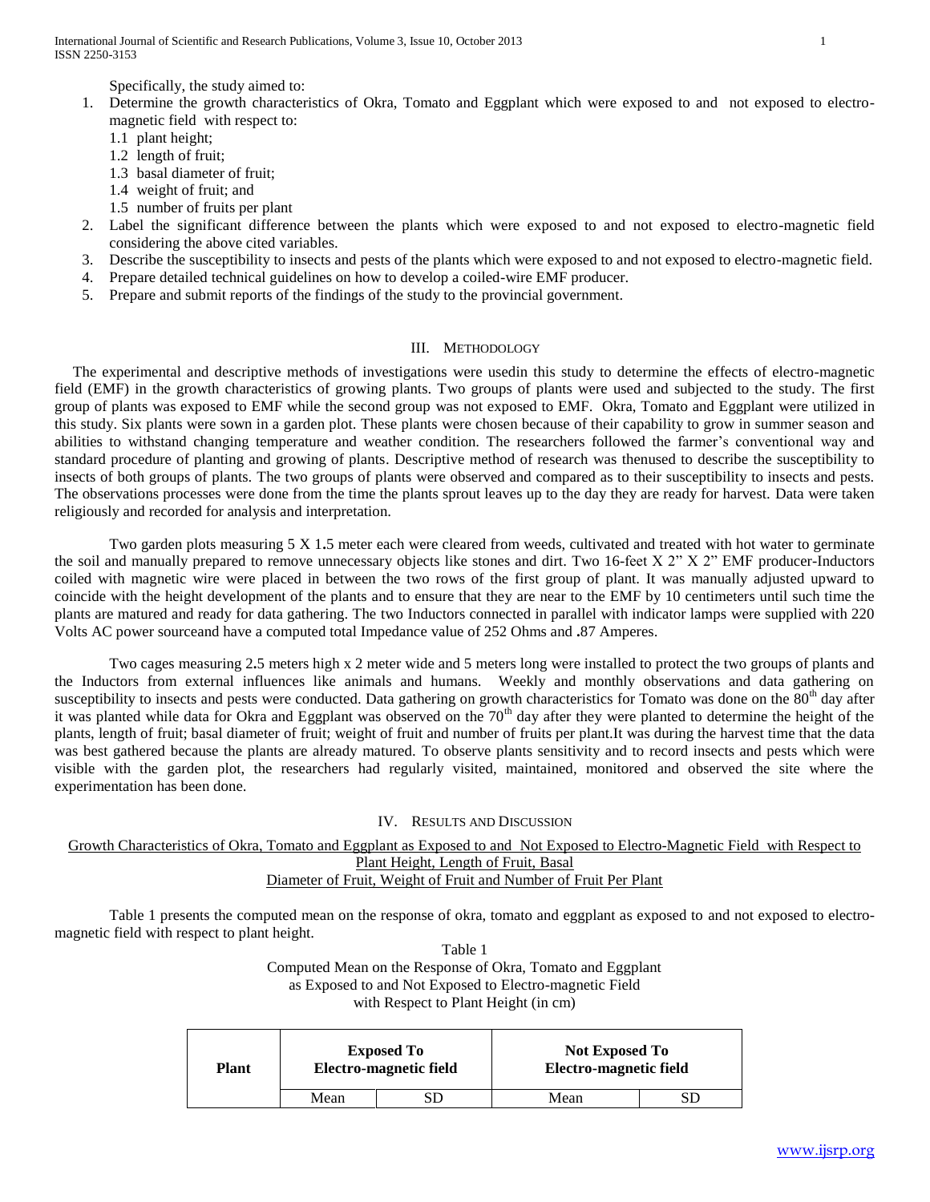Specifically, the study aimed to:

1. Determine the growth characteristics of Okra, Tomato and Eggplant which were exposed to and not exposed to electro-magnetic field with respect to:
   1.1 plant height;
   1.2 length of fruit;
   1.3 basal diameter of fruit;
   1.4 weight of fruit; and
   1.5 number of fruits per plant
2. Label the significant difference between the plants which were exposed to and not exposed to electro-magnetic field considering the above cited variables.
3. Describe the susceptibility to insects and pests of the plants which were exposed to and not exposed to electro-magnetic field.
4. Prepare detailed technical guidelines on how to develop a coiled-wire EMF producer.
5. Prepare and submit reports of the findings of the study to the provincial government.

## III. Methodology

The experimental and descriptive methods of investigations were usedin this study to determine the effects of electro-magnetic field (EMF) in the growth characteristics of growing plants. Two groups of plants were used and subjected to the study. The first group of plants was exposed to EMF while the second group was not exposed to EMF. Okra, Tomato and Eggplant were utilized in this study. Six plants were sown in a garden plot. These plants were chosen because of their capability to grow in summer season and abilities to withstand changing temperature and weather condition. The researchers followed the farmer's conventional way and standard procedure of planting and growing of plants. Descriptive method of research was thenused to describe the susceptibility to insects of both groups of plants. The two groups of plants were observed and compared as to their susceptibility to insects and pests. The observations processes were done from the time the plants sprout leaves up to the day they are ready for harvest. Data were taken religiously and recorded for analysis and interpretation.

Two garden plots measuring 5 X 1.5 meter each were cleared from weeds, cultivated and treated with hot water to germinate the soil and manually prepared to remove unnecessary objects like stones and dirt. Two 16-feet X 2" X 2" EMF producer-Inductors coiled with magnetic wire were placed in between the two rows of the first group of plant. It was manually adjusted upward to coincide with the height development of the plants and to ensure that they are near to the EMF by 10 centimeters until such time the plants are matured and ready for data gathering. The two Inductors connected in parallel with indicator lamps were supplied with 220 Volts AC power sourceand have a computed total Impedance value of 252 Ohms and .87 Amperes.

Two cages measuring 2.5 meters high x 2 meter wide and 5 meters long were installed to protect the two groups of plants and the Inductors from external influences like animals and humans. Weekly and monthly observations and data gathering on susceptibility to insects and pests were conducted. Data gathering on growth characteristics for Tomato was done on the 80th day after it was planted while data for Okra and Eggplant was observed on the 70th day after they were planted to determine the height of the plants, length of fruit; basal diameter of fruit; weight of fruit and number of fruits per plant.It was during the harvest time that the data was best gathered because the plants are already matured. To observe plants sensitivity and to record insects and pests which were visible with the garden plot, the researchers had regularly visited, maintained, monitored and observed the site where the experimentation has been done.

## IV. Results and Discussion

### Growth Characteristics of Okra, Tomato and Eggplant as Exposed to and Not Exposed to Electro-Magnetic Field with Respect to Plant Height, Length of Fruit, Basal Diameter of Fruit, Weight of Fruit and Number of Fruit Per Plant

Table 1 presents the computed mean on the response of okra, tomato and eggplant as exposed to and not exposed to electro-magnetic field with respect to plant height.

Table 1
Computed Mean on the Response of Okra, Tomato and Eggplant as Exposed to and Not Exposed to Electro-magnetic Field with Respect to Plant Height (in cm)

| Plant | Exposed To Electro-magnetic field | | Not Exposed To Electro-magnetic field | |
|---|---|---|---|---|
| | Mean | SD | Mean | SD |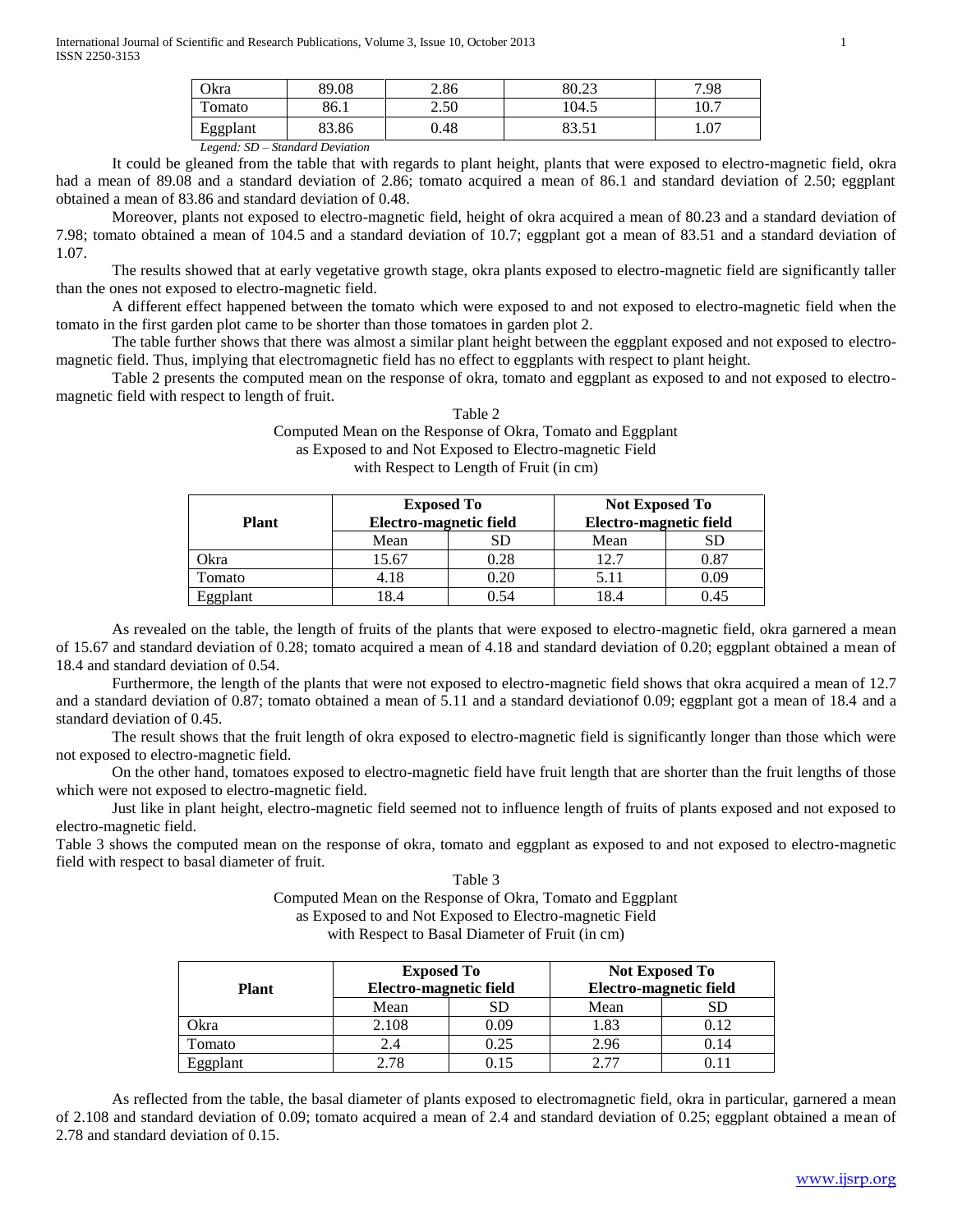| Okra | 89.08 | 2.86 | 80.23 | 7.98 |
|---|---|---|---|---|
| Tomato | 86.1 | 2.50 | 104.5 | 10.7 |
| Eggplant | 83.86 | 0.48 | 83.51 | 1.07 |

*Legend: SD – Standard Deviation*

It could be gleaned from the table that with regards to plant height, plants that were exposed to electro-magnetic field, okra had a mean of 89.08 and a standard deviation of 2.86; tomato acquired a mean of 86.1 and standard deviation of 2.50; eggplant obtained a mean of 83.86 and standard deviation of 0.48.

Moreover, plants not exposed to electro-magnetic field, height of okra acquired a mean of 80.23 and a standard deviation of 7.98; tomato obtained a mean of 104.5 and a standard deviation of 10.7; eggplant got a mean of 83.51 and a standard deviation of 1.07.

The results showed that at early vegetative growth stage, okra plants exposed to electro-magnetic field are significantly taller than the ones not exposed to electro-magnetic field.

A different effect happened between the tomato which were exposed to and not exposed to electro-magnetic field when the tomato in the first garden plot came to be shorter than those tomatoes in garden plot 2.

The table further shows that there was almost a similar plant height between the eggplant exposed and not exposed to electro-magnetic field. Thus, implying that electromagnetic field has no effect to eggplants with respect to plant height.

Table 2 presents the computed mean on the response of okra, tomato and eggplant as exposed to and not exposed to electro-magnetic field with respect to length of fruit.

Table 2
Computed Mean on the Response of Okra, Tomato and Eggplant as Exposed to and Not Exposed to Electro-magnetic Field with Respect to Length of Fruit (in cm)

| Plant | Exposed To Electro-magnetic field | | Not Exposed To Electro-magnetic field | |
|---|---|---|---|---|
| | Mean | SD | Mean | SD |
| Okra | 15.67 | 0.28 | 12.7 | 0.87 |
| Tomato | 4.18 | 0.20 | 5.11 | 0.09 |
| Eggplant | 18.4 | 0.54 | 18.4 | 0.45 |

As revealed on the table, the length of fruits of the plants that were exposed to electro-magnetic field, okra garnered a mean of 15.67 and standard deviation of 0.28; tomato acquired a mean of 4.18 and standard deviation of 0.20; eggplant obtained a mean of 18.4 and standard deviation of 0.54.

Furthermore, the length of the plants that were not exposed to electro-magnetic field shows that okra acquired a mean of 12.7 and a standard deviation of 0.87; tomato obtained a mean of 5.11 and a standard deviationof 0.09; eggplant got a mean of 18.4 and a standard deviation of 0.45.

The result shows that the fruit length of okra exposed to electro-magnetic field is significantly longer than those which were not exposed to electro-magnetic field.

On the other hand, tomatoes exposed to electro-magnetic field have fruit length that are shorter than the fruit lengths of those which were not exposed to electro-magnetic field.

Just like in plant height, electro-magnetic field seemed not to influence length of fruits of plants exposed and not exposed to electro-magnetic field.

Table 3 shows the computed mean on the response of okra, tomato and eggplant as exposed to and not exposed to electro-magnetic field with respect to basal diameter of fruit.

Table 3
Computed Mean on the Response of Okra, Tomato and Eggplant as Exposed to and Not Exposed to Electro-magnetic Field with Respect to Basal Diameter of Fruit (in cm)

| Plant | Exposed To Electro-magnetic field | | Not Exposed To Electro-magnetic field | |
|---|---|---|---|---|
| | Mean | SD | Mean | SD |
| Okra | 2.108 | 0.09 | 1.83 | 0.12 |
| Tomato | 2.4 | 0.25 | 2.96 | 0.14 |
| Eggplant | 2.78 | 0.15 | 2.77 | 0.11 |

As reflected from the table, the basal diameter of plants exposed to electromagnetic field, okra in particular, garnered a mean of 2.108 and standard deviation of 0.09; tomato acquired a mean of 2.4 and standard deviation of 0.25; eggplant obtained a mean of 2.78 and standard deviation of 0.15.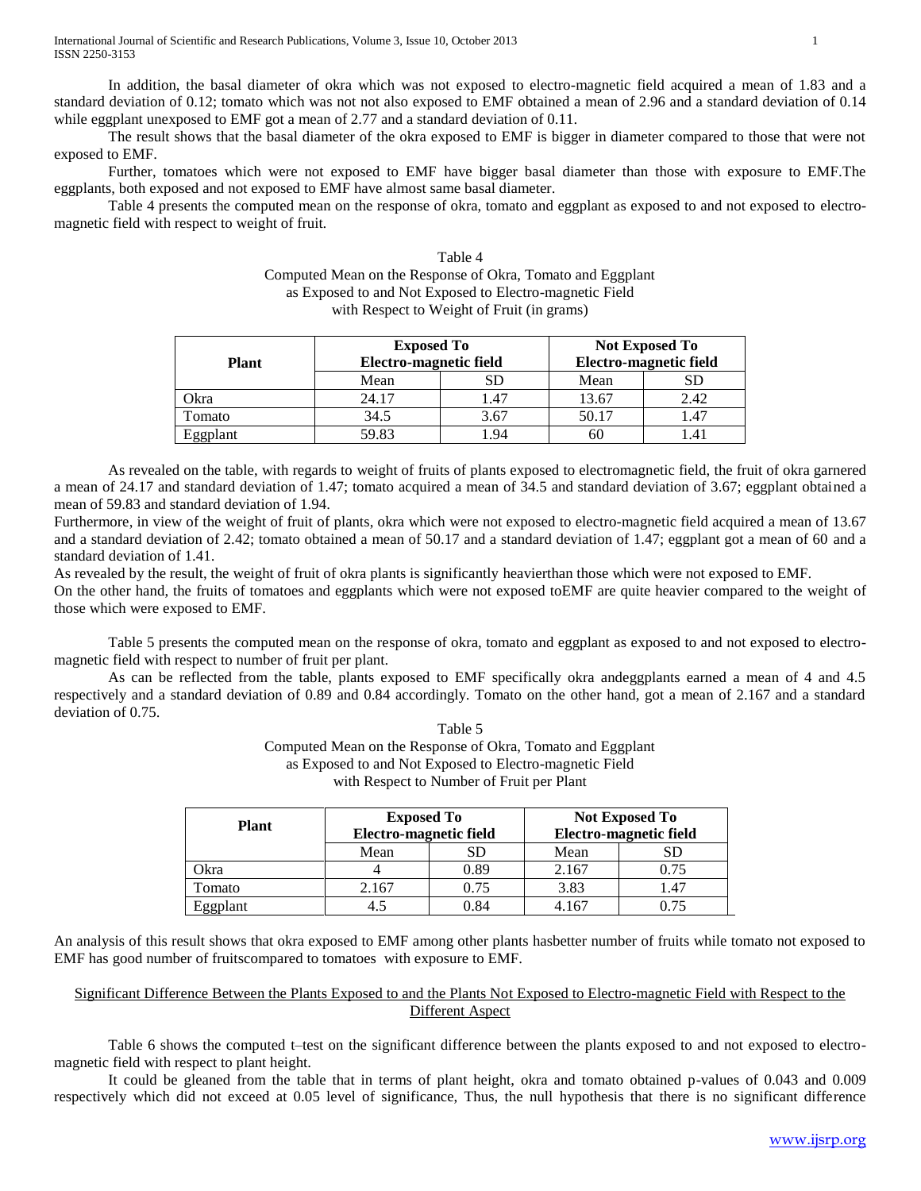In addition, the basal diameter of okra which was not exposed to electro-magnetic field acquired a mean of 1.83 and a standard deviation of 0.12; tomato which was not not also exposed to EMF obtained a mean of 2.96 and a standard deviation of 0.14 while eggplant unexposed to EMF got a mean of 2.77 and a standard deviation of 0.11.

The result shows that the basal diameter of the okra exposed to EMF is bigger in diameter compared to those that were not exposed to EMF.

Further, tomatoes which were not exposed to EMF have bigger basal diameter than those with exposure to EMF.The eggplants, both exposed and not exposed to EMF have almost same basal diameter.

Table 4 presents the computed mean on the response of okra, tomato and eggplant as exposed to and not exposed to electro-magnetic field with respect to weight of fruit.

Table 4
Computed Mean on the Response of Okra, Tomato and Eggplant as Exposed to and Not Exposed to Electro-magnetic Field with Respect to Weight of Fruit (in grams)

| Plant | Exposed To Electro-magnetic field | | Not Exposed To Electro-magnetic field | |
|---|---|---|---|---|
| | Mean | SD | Mean | SD |
| Okra | 24.17 | 1.47 | 13.67 | 2.42 |
| Tomato | 34.5 | 3.67 | 50.17 | 1.47 |
| Eggplant | 59.83 | 1.94 | 60 | 1.41 |

As revealed on the table, with regards to weight of fruits of plants exposed to electromagnetic field, the fruit of okra garnered a mean of 24.17 and standard deviation of 1.47; tomato acquired a mean of 34.5 and standard deviation of 3.67; eggplant obtained a mean of 59.83 and standard deviation of 1.94.

Furthermore, in view of the weight of fruit of plants, okra which were not exposed to electro-magnetic field acquired a mean of 13.67 and a standard deviation of 2.42; tomato obtained a mean of 50.17 and a standard deviation of 1.47; eggplant got a mean of 60 and a standard deviation of 1.41.

As revealed by the result, the weight of fruit of okra plants is significantly heavierthan those which were not exposed to EMF.

On the other hand, the fruits of tomatoes and eggplants which were not exposed toEMF are quite heavier compared to the weight of those which were exposed to EMF.

Table 5 presents the computed mean on the response of okra, tomato and eggplant as exposed to and not exposed to electro-magnetic field with respect to number of fruit per plant.

As can be reflected from the table, plants exposed to EMF specifically okra andeggplants earned a mean of 4 and 4.5 respectively and a standard deviation of 0.89 and 0.84 accordingly. Tomato on the other hand, got a mean of 2.167 and a standard deviation of 0.75.

Table 5
Computed Mean on the Response of Okra, Tomato and Eggplant as Exposed to and Not Exposed to Electro-magnetic Field with Respect to Number of Fruit per Plant

| Plant | Exposed To Electro-magnetic field | | Not Exposed To Electro-magnetic field | |
|---|---|---|---|---|
| | Mean | SD | Mean | SD |
| Okra | 4 | 0.89 | 2.167 | 0.75 |
| Tomato | 2.167 | 0.75 | 3.83 | 1.47 |
| Eggplant | 4.5 | 0.84 | 4.167 | 0.75 |

An analysis of this result shows that okra exposed to EMF among other plants hasbetter number of fruits while tomato not exposed to EMF has good number of fruitscompared to tomatoes with exposure to EMF.

## Significant Difference Between the Plants Exposed to and the Plants Not Exposed to Electro-magnetic Field with Respect to the Different Aspect

Table 6 shows the computed t–test on the significant difference between the plants exposed to and not exposed to electro-magnetic field with respect to plant height.

It could be gleaned from the table that in terms of plant height, okra and tomato obtained p-values of 0.043 and 0.009 respectively which did not exceed at 0.05 level of significance, Thus, the null hypothesis that there is no significant difference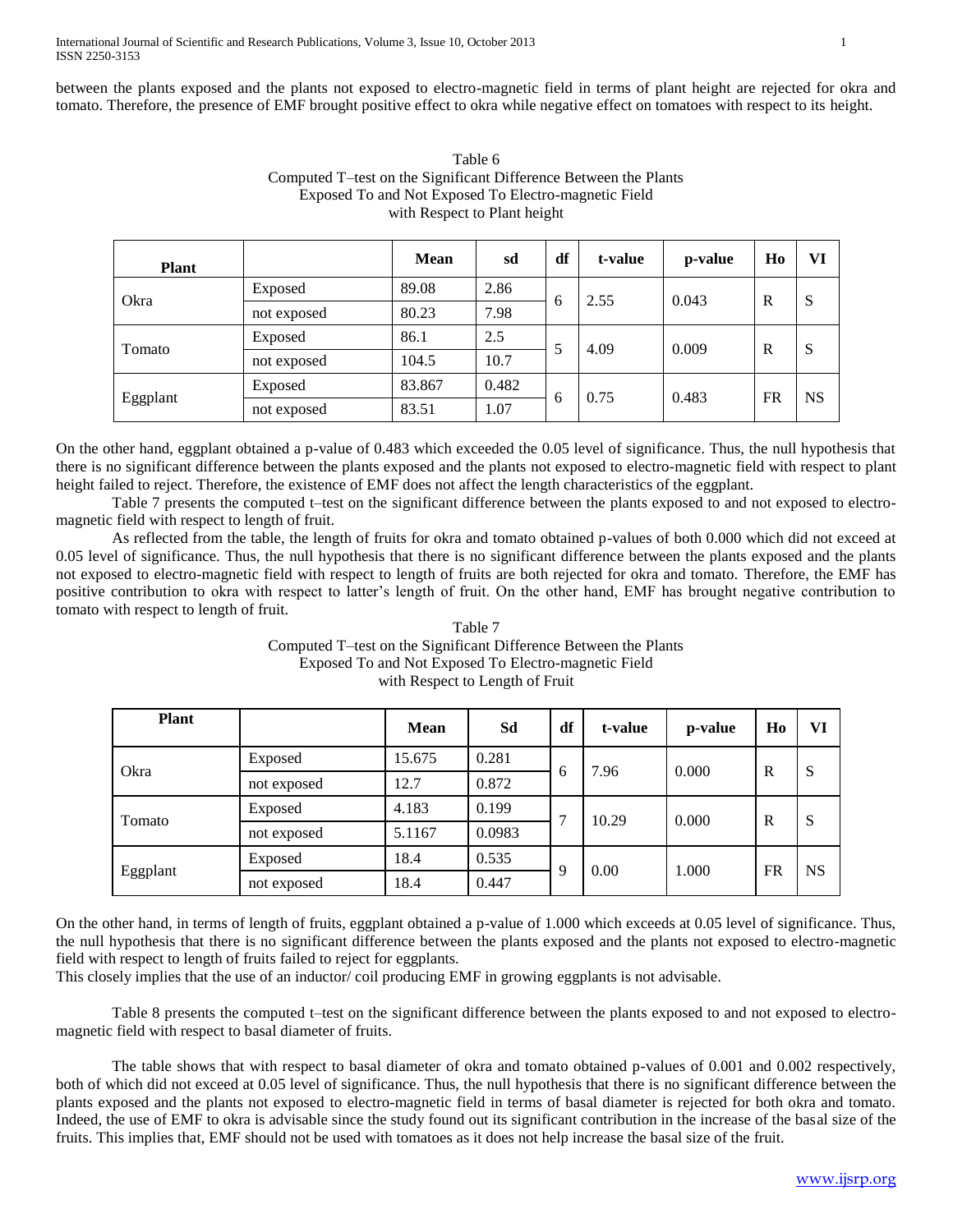between the plants exposed and the plants not exposed to electro-magnetic field in terms of plant height are rejected for okra and tomato. Therefore, the presence of EMF brought positive effect to okra while negative effect on tomatoes with respect to its height.

Table 6
Computed T–test on the Significant Difference Between the Plants Exposed To and Not Exposed To Electro-magnetic Field with Respect to Plant height

| Plant | | Mean | sd | df | t-value | p-value | Ho | VI |
|---|---|---|---|---|---|---|---|---|
| Okra | Exposed | 89.08 | 2.86 | 6 | 2.55 | 0.043 | R | S |
| | not exposed | 80.23 | 7.98 | | | | | |
| Tomato | Exposed | 86.1 | 2.5 | 5 | 4.09 | 0.009 | R | S |
| | not exposed | 104.5 | 10.7 | | | | | |
| Eggplant | Exposed | 83.867 | 0.482 | 6 | 0.75 | 0.483 | FR | NS |
| | not exposed | 83.51 | 1.07 | | | | | |

On the other hand, eggplant obtained a p-value of 0.483 which exceeded the 0.05 level of significance. Thus, the null hypothesis that there is no significant difference between the plants exposed and the plants not exposed to electro-magnetic field with respect to plant height failed to reject. Therefore, the existence of EMF does not affect the length characteristics of the eggplant.

Table 7 presents the computed t–test on the significant difference between the plants exposed to and not exposed to electro-magnetic field with respect to length of fruit.

As reflected from the table, the length of fruits for okra and tomato obtained p-values of both 0.000 which did not exceed at 0.05 level of significance. Thus, the null hypothesis that there is no significant difference between the plants exposed and the plants not exposed to electro-magnetic field with respect to length of fruits are both rejected for okra and tomato. Therefore, the EMF has positive contribution to okra with respect to latter's length of fruit. On the other hand, EMF has brought negative contribution to tomato with respect to length of fruit.

Table 7
Computed T–test on the Significant Difference Between the Plants Exposed To and Not Exposed To Electro-magnetic Field with Respect to Length of Fruit

| Plant | | Mean | Sd | df | t-value | p-value | Ho | VI |
|---|---|---|---|---|---|---|---|---|
| Okra | Exposed | 15.675 | 0.281 | 6 | 7.96 | 0.000 | R | S |
| | not exposed | 12.7 | 0.872 | | | | | |
| Tomato | Exposed | 4.183 | 0.199 | 7 | 10.29 | 0.000 | R | S |
| | not exposed | 5.1167 | 0.0983 | | | | | |
| Eggplant | Exposed | 18.4 | 0.535 | 9 | 0.00 | 1.000 | FR | NS |
| | not exposed | 18.4 | 0.447 | | | | | |

On the other hand, in terms of length of fruits, eggplant obtained a p-value of 1.000 which exceeds at 0.05 level of significance. Thus, the null hypothesis that there is no significant difference between the plants exposed and the plants not exposed to electro-magnetic field with respect to length of fruits failed to reject for eggplants.
This closely implies that the use of an inductor/ coil producing EMF in growing eggplants is not advisable.

Table 8 presents the computed t–test on the significant difference between the plants exposed to and not exposed to electro-magnetic field with respect to basal diameter of fruits.

The table shows that with respect to basal diameter of okra and tomato obtained p-values of 0.001 and 0.002 respectively, both of which did not exceed at 0.05 level of significance. Thus, the null hypothesis that there is no significant difference between the plants exposed and the plants not exposed to electro-magnetic field in terms of basal diameter is rejected for both okra and tomato. Indeed, the use of EMF to okra is advisable since the study found out its significant contribution in the increase of the basal size of the fruits. This implies that, EMF should not be used with tomatoes as it does not help increase the basal size of the fruit.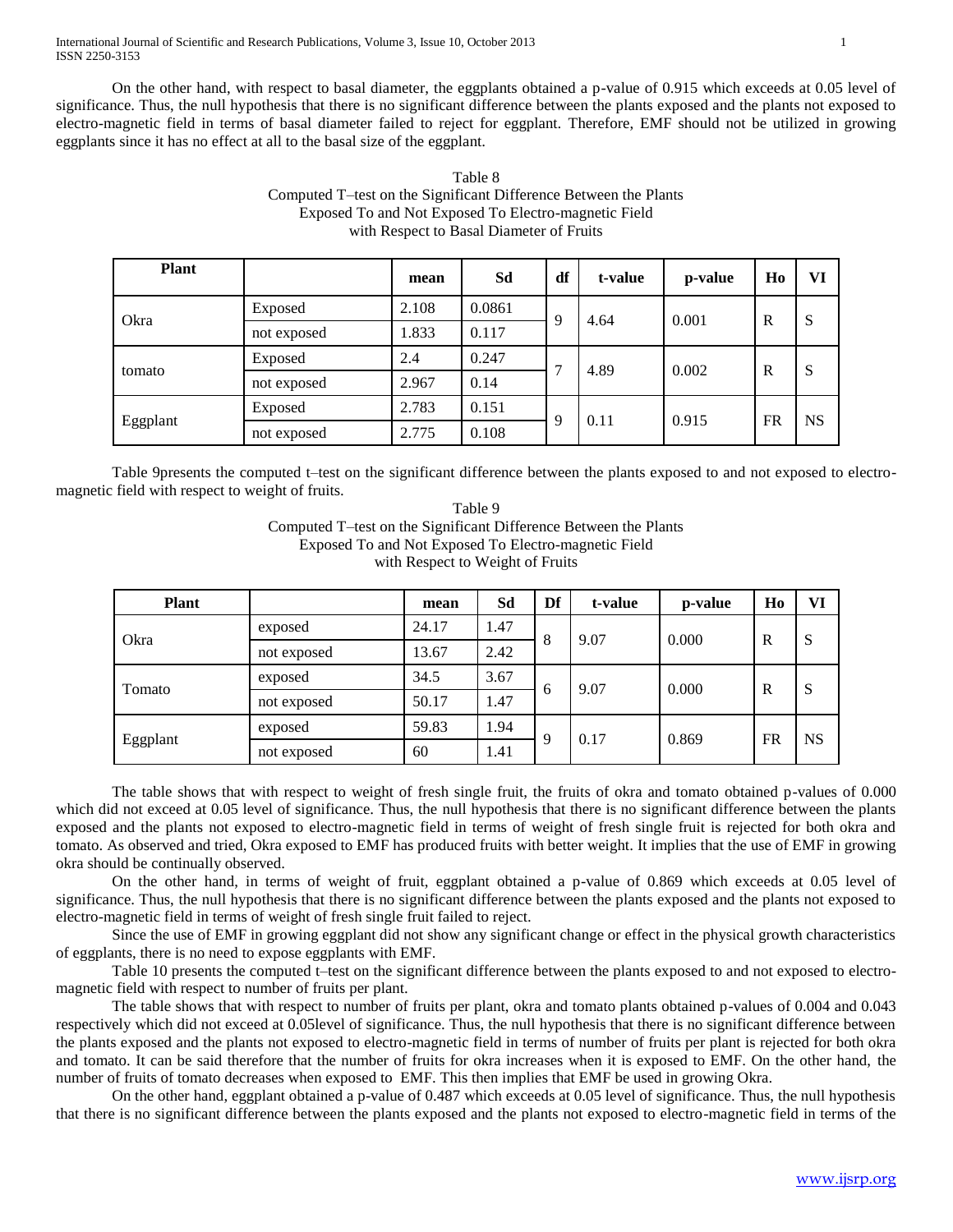On the other hand, with respect to basal diameter, the eggplants obtained a p-value of 0.915 which exceeds at 0.05 level of significance. Thus, the null hypothesis that there is no significant difference between the plants exposed and the plants not exposed to electro-magnetic field in terms of basal diameter failed to reject for eggplant. Therefore, EMF should not be utilized in growing eggplants since it has no effect at all to the basal size of the eggplant.

Table 8
Computed T–test on the Significant Difference Between the Plants Exposed To and Not Exposed To Electro-magnetic Field with Respect to Basal Diameter of Fruits

| Plant | | mean | Sd | df | t-value | p-value | Ho | VI |
|---|---|---|---|---|---|---|---|---|
| Okra | Exposed | 2.108 | 0.0861 | 9 | 4.64 | 0.001 | R | S |
| | not exposed | 1.833 | 0.117 | | | | | |
| tomato | Exposed | 2.4 | 0.247 | 7 | 4.89 | 0.002 | R | S |
| | not exposed | 2.967 | 0.14 | | | | | |
| Eggplant | Exposed | 2.783 | 0.151 | 9 | 0.11 | 0.915 | FR | NS |
| | not exposed | 2.775 | 0.108 | | | | | |

Table 9presents the computed t–test on the significant difference between the plants exposed to and not exposed to electro-magnetic field with respect to weight of fruits.

Table 9
Computed T–test on the Significant Difference Between the Plants Exposed To and Not Exposed To Electro-magnetic Field with Respect to Weight of Fruits

| Plant | | mean | Sd | Df | t-value | p-value | Ho | VI |
|---|---|---|---|---|---|---|---|---|
| Okra | exposed | 24.17 | 1.47 | 8 | 9.07 | 0.000 | R | S |
| | not exposed | 13.67 | 2.42 | | | | | |
| Tomato | exposed | 34.5 | 3.67 | 6 | 9.07 | 0.000 | R | S |
| | not exposed | 50.17 | 1.47 | | | | | |
| Eggplant | exposed | 59.83 | 1.94 | 9 | 0.17 | 0.869 | FR | NS |
| | not exposed | 60 | 1.41 | | | | | |

The table shows that with respect to weight of fresh single fruit, the fruits of okra and tomato obtained p-values of 0.000 which did not exceed at 0.05 level of significance. Thus, the null hypothesis that there is no significant difference between the plants exposed and the plants not exposed to electro-magnetic field in terms of weight of fresh single fruit is rejected for both okra and tomato. As observed and tried, Okra exposed to EMF has produced fruits with better weight. It implies that the use of EMF in growing okra should be continually observed.

On the other hand, in terms of weight of fruit, eggplant obtained a p-value of 0.869 which exceeds at 0.05 level of significance. Thus, the null hypothesis that there is no significant difference between the plants exposed and the plants not exposed to electro-magnetic field in terms of weight of fresh single fruit failed to reject.

Since the use of EMF in growing eggplant did not show any significant change or effect in the physical growth characteristics of eggplants, there is no need to expose eggplants with EMF.

Table 10 presents the computed t–test on the significant difference between the plants exposed to and not exposed to electro-magnetic field with respect to number of fruits per plant.

The table shows that with respect to number of fruits per plant, okra and tomato plants obtained p-values of 0.004 and 0.043 respectively which did not exceed at 0.05level of significance. Thus, the null hypothesis that there is no significant difference between the plants exposed and the plants not exposed to electro-magnetic field in terms of number of fruits per plant is rejected for both okra and tomato. It can be said therefore that the number of fruits for okra increases when it is exposed to EMF. On the other hand, the number of fruits of tomato decreases when exposed to EMF. This then implies that EMF be used in growing Okra.

On the other hand, eggplant obtained a p-value of 0.487 which exceeds at 0.05 level of significance. Thus, the null hypothesis that there is no significant difference between the plants exposed and the plants not exposed to electro-magnetic field in terms of the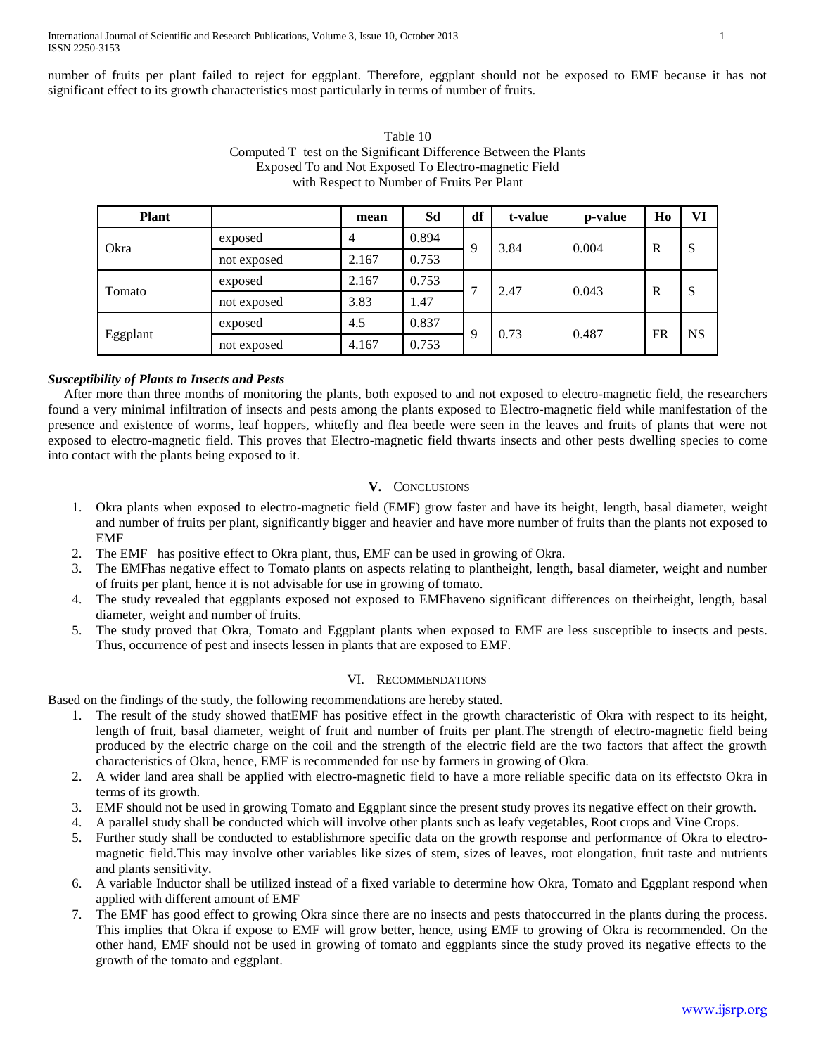number of fruits per plant failed to reject for eggplant. Therefore, eggplant should not be exposed to EMF because it has not significant effect to its growth characteristics most particularly in terms of number of fruits.

Table 10
Computed T–test on the Significant Difference Between the Plants Exposed To and Not Exposed To Electro-magnetic Field with Respect to Number of Fruits Per Plant

| Plant | | mean | Sd | df | t-value | p-value | Ho | VI |
|---|---|---|---|---|---|---|---|---|
| Okra | exposed | 4 | 0.894 | 9 | 3.84 | 0.004 | R | S |
| | not exposed | 2.167 | 0.753 | | | | | |
| Tomato | exposed | 2.167 | 0.753 | 7 | 2.47 | 0.043 | R | S |
| | not exposed | 3.83 | 1.47 | | | | | |
| Eggplant | exposed | 4.5 | 0.837 | 9 | 0.73 | 0.487 | FR | NS |
| | not exposed | 4.167 | 0.753 | | | | | |

***Susceptibility of Plants to Insects and Pests***

After more than three months of monitoring the plants, both exposed to and not exposed to electro-magnetic field, the researchers found a very minimal infiltration of insects and pests among the plants exposed to Electro-magnetic field while manifestation of the presence and existence of worms, leaf hoppers, whitefly and flea beetle were seen in the leaves and fruits of plants that were not exposed to electro-magnetic field. This proves that Electro-magnetic field thwarts insects and other pests dwelling species to come into contact with the plants being exposed to it.

## V. Conclusions

1. Okra plants when exposed to electro-magnetic field (EMF) grow faster and have its height, length, basal diameter, weight and number of fruits per plant, significantly bigger and heavier and have more number of fruits than the plants not exposed to EMF
2. The EMF has positive effect to Okra plant, thus, EMF can be used in growing of Okra.
3. The EMFhas negative effect to Tomato plants on aspects relating to plantheight, length, basal diameter, weight and number of fruits per plant, hence it is not advisable for use in growing of tomato.
4. The study revealed that eggplants exposed not exposed to EMFhaveno significant differences on theirheight, length, basal diameter, weight and number of fruits.
5. The study proved that Okra, Tomato and Eggplant plants when exposed to EMF are less susceptible to insects and pests. Thus, occurrence of pest and insects lessen in plants that are exposed to EMF.

## VI. Recommendations

Based on the findings of the study, the following recommendations are hereby stated.

1. The result of the study showed thatEMF has positive effect in the growth characteristic of Okra with respect to its height, length of fruit, basal diameter, weight of fruit and number of fruits per plant.The strength of electro-magnetic field being produced by the electric charge on the coil and the strength of the electric field are the two factors that affect the growth characteristics of Okra, hence, EMF is recommended for use by farmers in growing of Okra.
2. A wider land area shall be applied with electro-magnetic field to have a more reliable specific data on its effectsto Okra in terms of its growth.
3. EMF should not be used in growing Tomato and Eggplant since the present study proves its negative effect on their growth.
4. A parallel study shall be conducted which will involve other plants such as leafy vegetables, Root crops and Vine Crops.
5. Further study shall be conducted to establishmore specific data on the growth response and performance of Okra to electro-magnetic field.This may involve other variables like sizes of stem, sizes of leaves, root elongation, fruit taste and nutrients and plants sensitivity.
6. A variable Inductor shall be utilized instead of a fixed variable to determine how Okra, Tomato and Eggplant respond when applied with different amount of EMF
7. The EMF has good effect to growing Okra since there are no insects and pests thatoccurred in the plants during the process. This implies that Okra if expose to EMF will grow better, hence, using EMF to growing of Okra is recommended. On the other hand, EMF should not be used in growing of tomato and eggplants since the study proved its negative effects to the growth of the tomato and eggplant.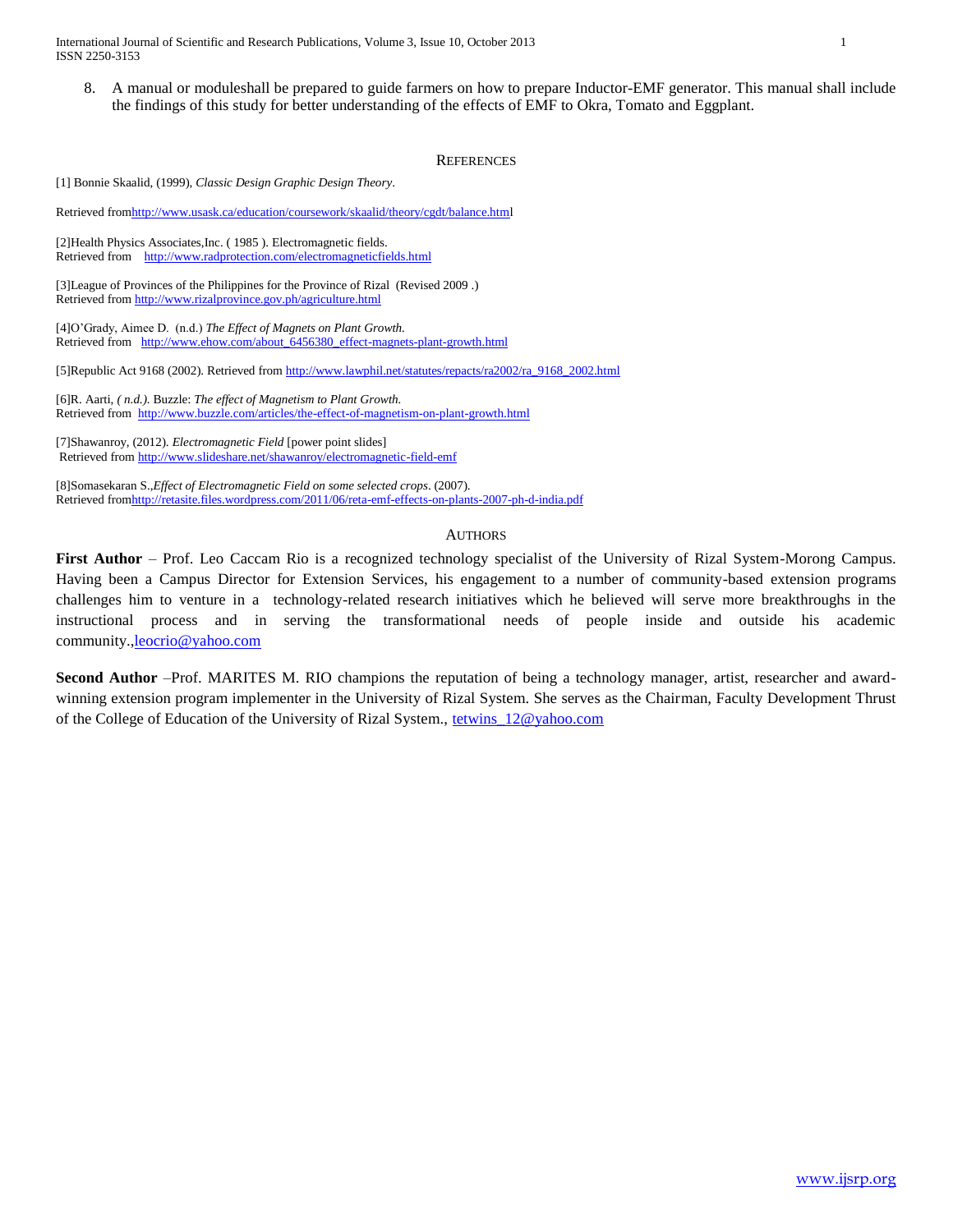8. A manual or moduleshall be prepared to guide farmers on how to prepare Inductor-EMF generator. This manual shall include the findings of this study for better understanding of the effects of EMF to Okra, Tomato and Eggplant.

## REFERENCES

[1] Bonnie Skaalid, (1999), *Classic Design Graphic Design Theory*.

Retrieved fromhttp://www.usask.ca/education/coursework/skaalid/theory/cgdt/balance.html

[2]Health Physics Associates,Inc. ( 1985 ). Electromagnetic fields.
Retrieved from http://www.radprotection.com/electromagneticfields.html

[3]League of Provinces of the Philippines for the Province of Rizal (Revised 2009 .)
Retrieved from http://www.rizalprovince.gov.ph/agriculture.html

[4]O'Grady, Aimee D. (n.d.) *The Effect of Magnets on Plant Growth.*
Retrieved from http://www.ehow.com/about_6456380_effect-magnets-plant-growth.html

[5]Republic Act 9168 (2002). Retrieved from http://www.lawphil.net/statutes/repacts/ra2002/ra_9168_2002.html

[6]R. Aarti, *( n.d.).* Buzzle: *The effect of Magnetism to Plant Growth.*
Retrieved from http://www.buzzle.com/articles/the-effect-of-magnetism-on-plant-growth.html

[7]Shawanroy, (2012). *Electromagnetic Field* [power point slides]
Retrieved from http://www.slideshare.net/shawanroy/electromagnetic-field-emf

[8]Somasekaran S.,*Effect of Electromagnetic Field on some selected crops*. (2007).
Retrieved fromhttp://retasite.files.wordpress.com/2011/06/reta-emf-effects-on-plants-2007-ph-d-india.pdf

## AUTHORS

**First Author** – Prof. Leo Caccam Rio is a recognized technology specialist of the University of Rizal System-Morong Campus. Having been a Campus Director for Extension Services, his engagement to a number of community-based extension programs challenges him to venture in a technology-related research initiatives which he believed will serve more breakthroughs in the instructional process and in serving the transformational needs of people inside and outside his academic community.,leocrio@yahoo.com

**Second Author** –Prof. MARITES M. RIO champions the reputation of being a technology manager, artist, researcher and award-winning extension program implementer in the University of Rizal System. She serves as the Chairman, Faculty Development Thrust of the College of Education of the University of Rizal System., tetwins_12@yahoo.com